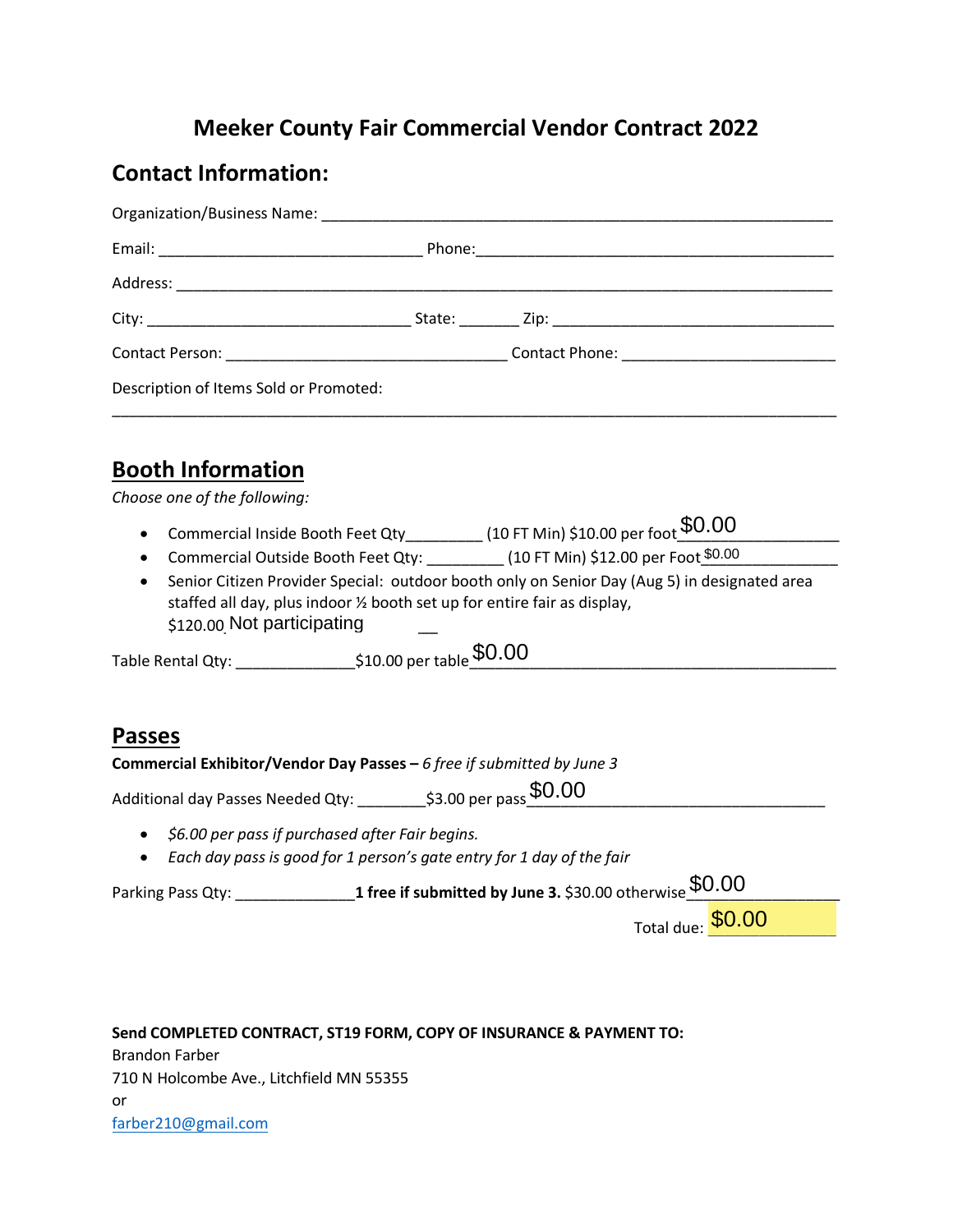# Meeker County Fair Commercial Vendor Contract 2022

## Contact Information:

Organization/Business Name: ______________________________________________________________

Email: ______________________________ Phone: ________________________________________

Address: ___________________________________________________________________________

City: ______________________________ State: _______ Zip: _________________________________

Contact Person: ________________________________ Contact Phone: _______________________

Description of Items Sold or Promoted:

_________________________________________________________________________________

## Booth Information

*Choose one of the following:*

- Commercial Inside Booth Feet Qty_________ (10 FT Min) $10.00 per foot $0.00
- Commercial Outside Booth Feet Qty: _________ (10 FT Min) $12.00 per Foot $0.00
- Senior Citizen Provider Special: outdoor booth only on Senior Day (Aug 5) in designated area staffed all day, plus indoor ½ booth set up for entire fair as display, $120.00 Not participating

Table Rental Qty: ______________ $10.00 per table $0.00

## Passes

**Commercial Exhibitor/Vendor Day Passes –** *6 free if submitted by June 3*

Additional day Passes Needed Qty: ________ $3.00 per pass $0.00

- *$6.00 per pass if purchased after Fair begins.*
- *Each day pass is good for 1 person's gate entry for 1 day of the fair*

Parking Pass Qty: ______________ **1 free if submitted by June 3.** $30.00 otherwise $0.00

Total due: $0.00

**Send COMPLETED CONTRACT, ST19 FORM, COPY OF INSURANCE & PAYMENT TO:**

Brandon Farber

710 N Holcombe Ave., Litchfield MN 55355

or

farber210@gmail.com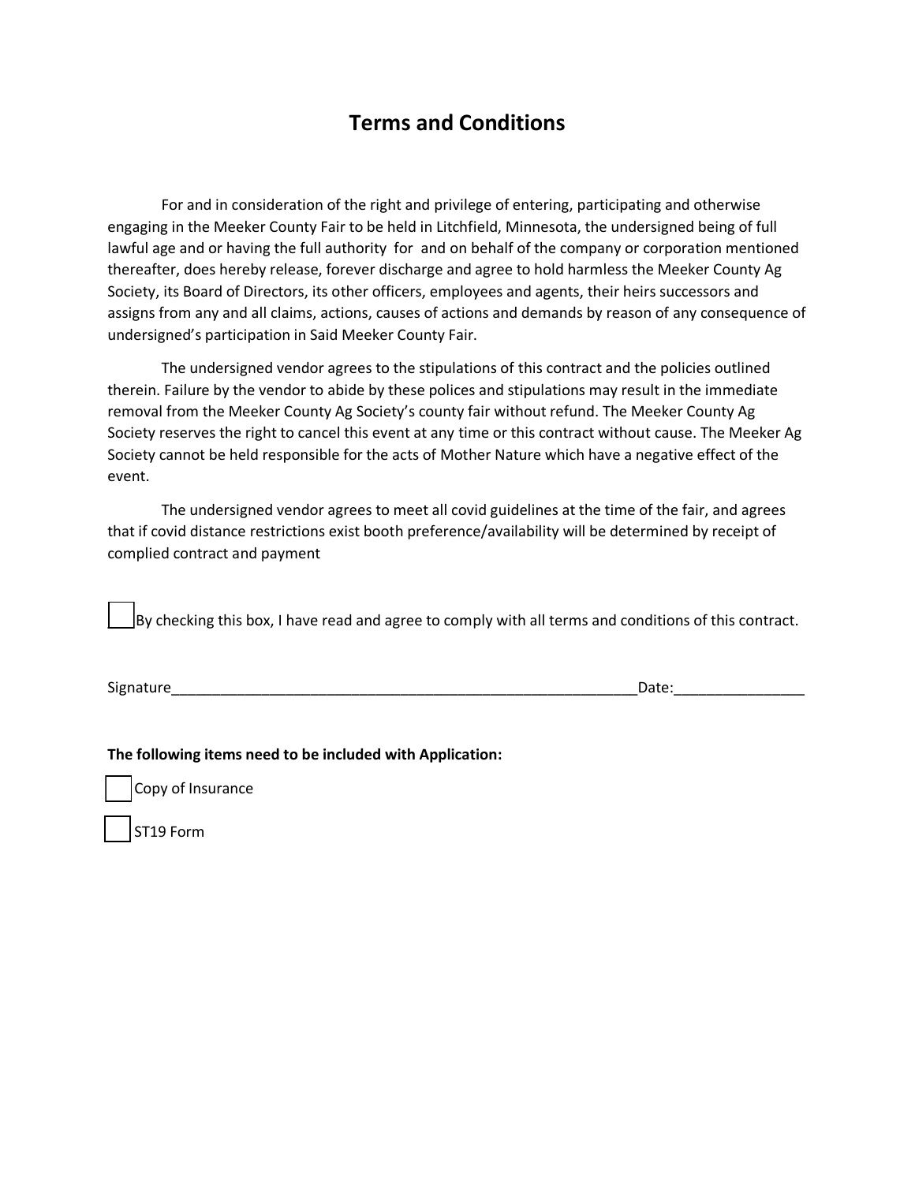# Terms and Conditions

For and in consideration of the right and privilege of entering, participating and otherwise engaging in the Meeker County Fair to be held in Litchfield, Minnesota, the undersigned being of full lawful age and or having the full authority for and on behalf of the company or corporation mentioned thereafter, does hereby release, forever discharge and agree to hold harmless the Meeker County Ag Society, its Board of Directors, its other officers, employees and agents, their heirs successors and assigns from any and all claims, actions, causes of actions and demands by reason of any consequence of undersigned's participation in Said Meeker County Fair.

The undersigned vendor agrees to the stipulations of this contract and the policies outlined therein. Failure by the vendor to abide by these polices and stipulations may result in the immediate removal from the Meeker County Ag Society's county fair without refund. The Meeker County Ag Society reserves the right to cancel this event at any time or this contract without cause. The Meeker Ag Society cannot be held responsible for the acts of Mother Nature which have a negative effect of the event.

The undersigned vendor agrees to meet all covid guidelines at the time of the fair, and agrees that if covid distance restrictions exist booth preference/availability will be determined by receipt of complied contract and payment

☐ By checking this box, I have read and agree to comply with all terms and conditions of this contract.

Signature___________________________________________________________Date:________________

**The following items need to be included with Application:**

☐ Copy of Insurance

☐ ST19 Form